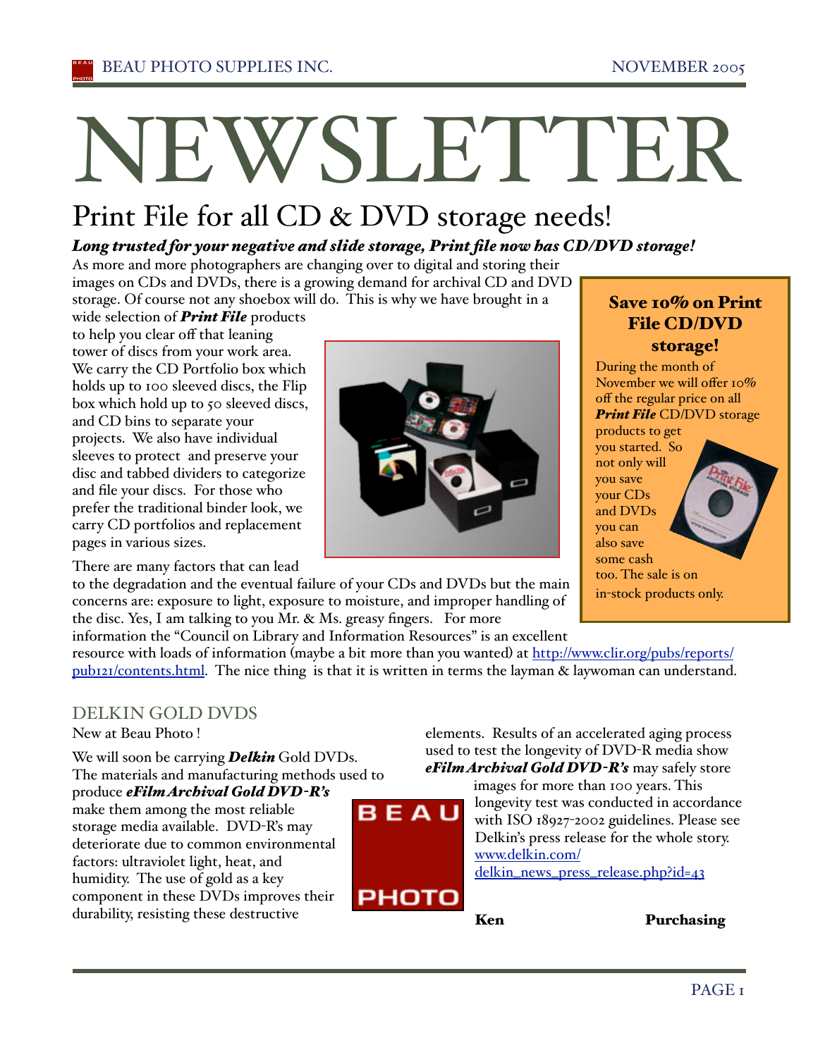# NEWSLETTER

## Print File for all CD & DVD storage needs!

***Long trusted for your negative and slide storage, Print file now has CD/DVD storage!***

As more and more photographers are changing over to digital and storing their images on CDs and DVDs, there is a growing demand for archival CD and DVD storage. Of course not any shoebox will do. This is why we have brought in a wide selection of ***Print File*** products to help you clear off that leaning tower of discs from your work area. We carry the CD Portfolio box which holds up to 100 sleeved discs, the Flip box which hold up to 50 sleeved discs, and CD bins to separate your projects. We also have individual sleeves to protect and preserve your disc and tabbed dividers to categorize and file your discs. For those who prefer the traditional binder look, we carry CD portfolios and replacement pages in various sizes.

There are many factors that can lead to the degradation and the eventual failure of your CDs and DVDs but the main concerns are: exposure to light, exposure to moisture, and improper handling of the disc. Yes, I am talking to you Mr. & Ms. greasy fingers. For more information the "Council on Library and Information Resources" is an excellent resource with loads of information (maybe a bit more than you wanted) at http://www.clir.org/pubs/reports/pub121/contents.html. The nice thing is that it is written in terms the layman & laywoman can understand.

### Save 10% on Print File CD/DVD storage!

During the month of November we will offer 10% off the regular price on all ***Print File*** CD/DVD storage products to get you started. So not only will you save your CDs and DVDs you can also save some cash too. The sale is on in-stock products only.

## DELKIN GOLD DVDS

New at Beau Photo !

We will soon be carrying ***Delkin*** Gold DVDs. The materials and manufacturing methods used to produce ***eFilm Archival Gold DVD-R's*** make them among the most reliable storage media available. DVD-R's may deteriorate due to common environmental factors: ultraviolet light, heat, and humidity. The use of gold as a key component in these DVDs improves their durability, resisting these destructive elements. Results of an accelerated aging process used to test the longevity of DVD-R media show ***eFilm Archival Gold DVD-R's*** may safely store images for more than 100 years. This longevity test was conducted in accordance with ISO 18927-2002 guidelines. Please see Delkin's press release for the whole story. www.delkin.com/delkin_news_press_release.php?id=43

**Ken** **Purchasing**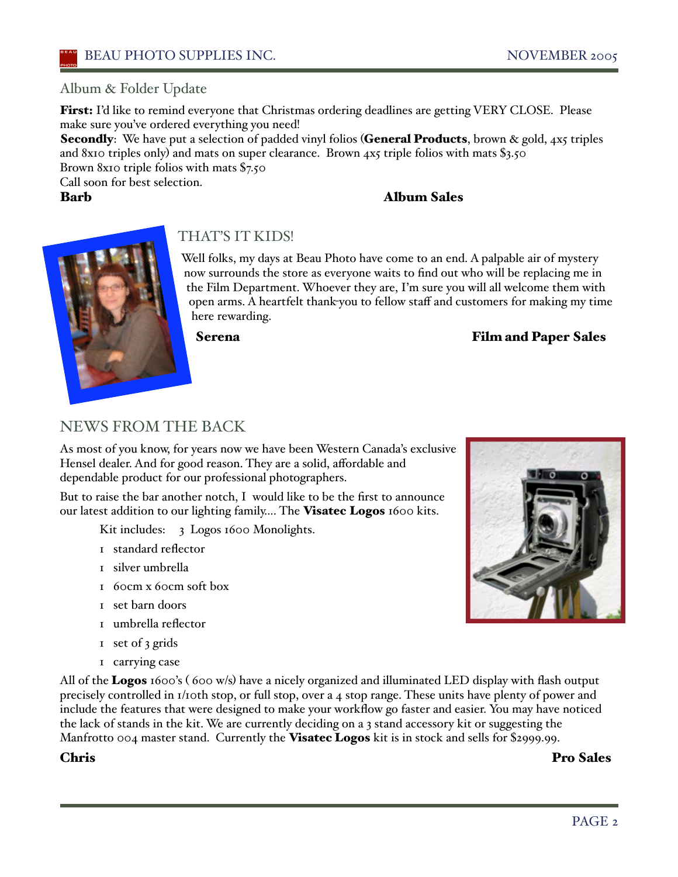## Album & Folder Update

**First:** I'd like to remind everyone that Christmas ordering deadlines are getting VERY CLOSE. Please make sure you've ordered everything you need!

**Secondly**: We have put a selection of padded vinyl folios (**General Products**, brown & gold, 4x5 triples and 8x10 triples only) and mats on super clearance. Brown 4x5 triple folios with mats $3.50

Brown 8x10 triple folios with mats $7.50

Call soon for best selection.

**Barb** **Album Sales**

## THAT'S IT KIDS!

Well folks, my days at Beau Photo have come to an end. A palpable air of mystery now surrounds the store as everyone waits to find out who will be replacing me in the Film Department. Whoever they are, I'm sure you will all welcome them with open arms. A heartfelt thank-you to fellow staff and customers for making my time here rewarding.

**Serena** **Film and Paper Sales**

## NEWS FROM THE BACK

As most of you know, for years now we have been Western Canada's exclusive Hensel dealer. And for good reason. They are a solid, affordable and dependable product for our professional photographers.

But to raise the bar another notch, I would like to be the first to announce our latest addition to our lighting family.... The **Visatec Logos** 1600 kits.

Kit includes: 3 Logos 1600 Monolights.

- 1 standard reflector
- 1 silver umbrella
- 1 60cm x 60cm soft box
- 1 set barn doors
- 1 umbrella reflector
- 1 set of 3 grids
- 1 carrying case

All of the **Logos** 1600's ( 600 w/s) have a nicely organized and illuminated LED display with flash output precisely controlled in 1/10th stop, or full stop, over a 4 stop range. These units have plenty of power and include the features that were designed to make your workflow go faster and easier. You may have noticed the lack of stands in the kit. We are currently deciding on a 3 stand accessory kit or suggesting the Manfrotto 004 master stand. Currently the **Visatec Logos** kit is in stock and sells for $2999.99.

**Chris** **Pro Sales**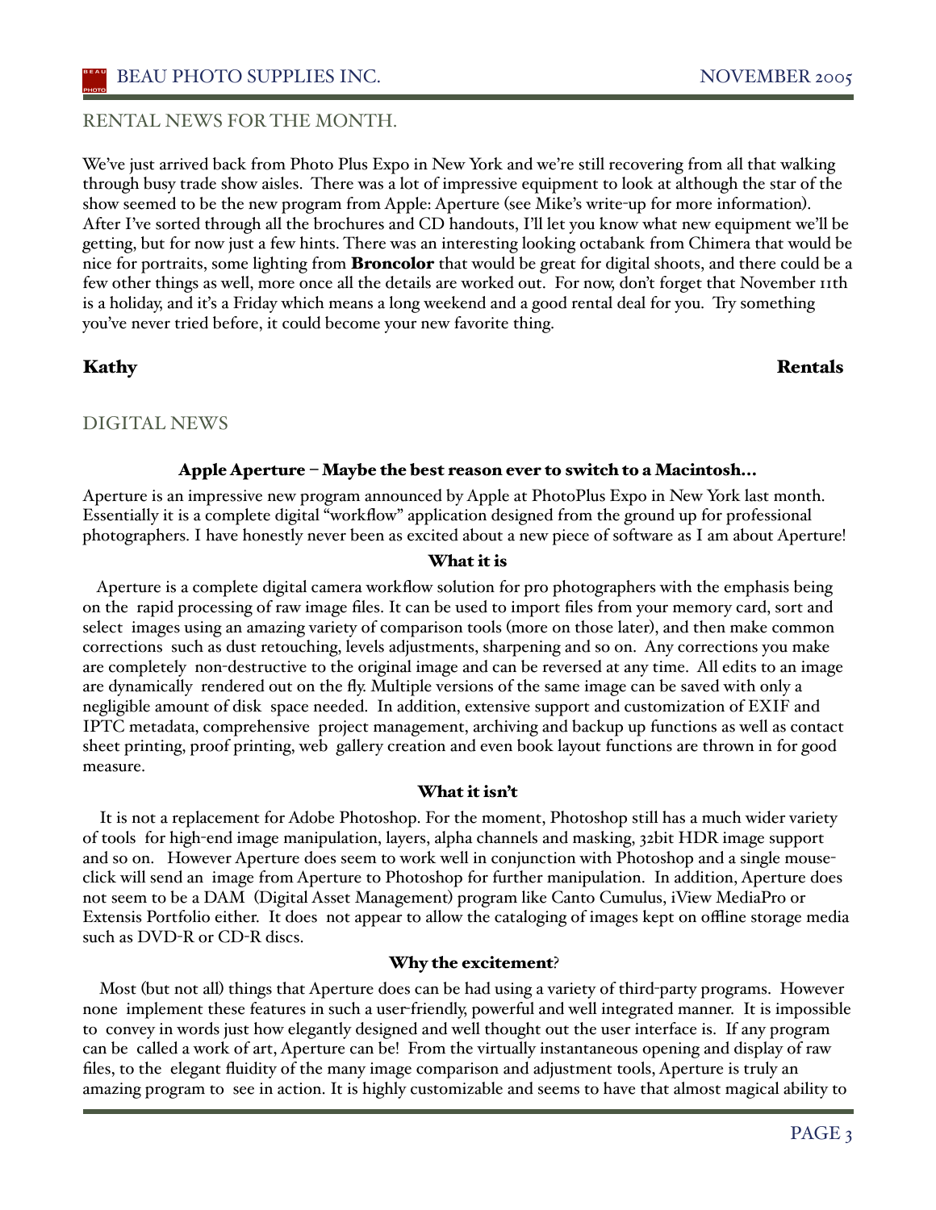## RENTAL NEWS FOR THE MONTH.

We've just arrived back from Photo Plus Expo in New York and we're still recovering from all that walking through busy trade show aisles. There was a lot of impressive equipment to look at although the star of the show seemed to be the new program from Apple: Aperture (see Mike's write-up for more information). After I've sorted through all the brochures and CD handouts, I'll let you know what new equipment we'll be getting, but for now just a few hints. There was an interesting looking octabank from Chimera that would be nice for portraits, some lighting from **Broncolor** that would be great for digital shoots, and there could be a few other things as well, more once all the details are worked out. For now, don't forget that November 11th is a holiday, and it's a Friday which means a long weekend and a good rental deal for you. Try something you've never tried before, it could become your new favorite thing.

**Kathy** **Rentals**

## DIGITAL NEWS

### Apple Aperture – Maybe the best reason ever to switch to a Macintosh...

Aperture is an impressive new program announced by Apple at PhotoPlus Expo in New York last month. Essentially it is a complete digital "workflow" application designed from the ground up for professional photographers. I have honestly never been as excited about a new piece of software as I am about Aperture!

#### What it is

Aperture is a complete digital camera workflow solution for pro photographers with the emphasis being on the rapid processing of raw image files. It can be used to import files from your memory card, sort and select images using an amazing variety of comparison tools (more on those later), and then make common corrections such as dust retouching, levels adjustments, sharpening and so on. Any corrections you make are completely non-destructive to the original image and can be reversed at any time. All edits to an image are dynamically rendered out on the fly. Multiple versions of the same image can be saved with only a negligible amount of disk space needed. In addition, extensive support and customization of EXIF and IPTC metadata, comprehensive project management, archiving and backup up functions as well as contact sheet printing, proof printing, web gallery creation and even book layout functions are thrown in for good measure.

#### What it isn't

It is not a replacement for Adobe Photoshop. For the moment, Photoshop still has a much wider variety of tools for high-end image manipulation, layers, alpha channels and masking, 32bit HDR image support and so on. However Aperture does seem to work well in conjunction with Photoshop and a single mouse-click will send an image from Aperture to Photoshop for further manipulation. In addition, Aperture does not seem to be a DAM (Digital Asset Management) program like Canto Cumulus, iView MediaPro or Extensis Portfolio either. It does not appear to allow the cataloging of images kept on offline storage media such as DVD-R or CD-R discs.

#### Why the excitement?

Most (but not all) things that Aperture does can be had using a variety of third-party programs. However none implement these features in such a user-friendly, powerful and well integrated manner. It is impossible to convey in words just how elegantly designed and well thought out the user interface is. If any program can be called a work of art, Aperture can be! From the virtually instantaneous opening and display of raw files, to the elegant fluidity of the many image comparison and adjustment tools, Aperture is truly an amazing program to see in action. It is highly customizable and seems to have that almost magical ability to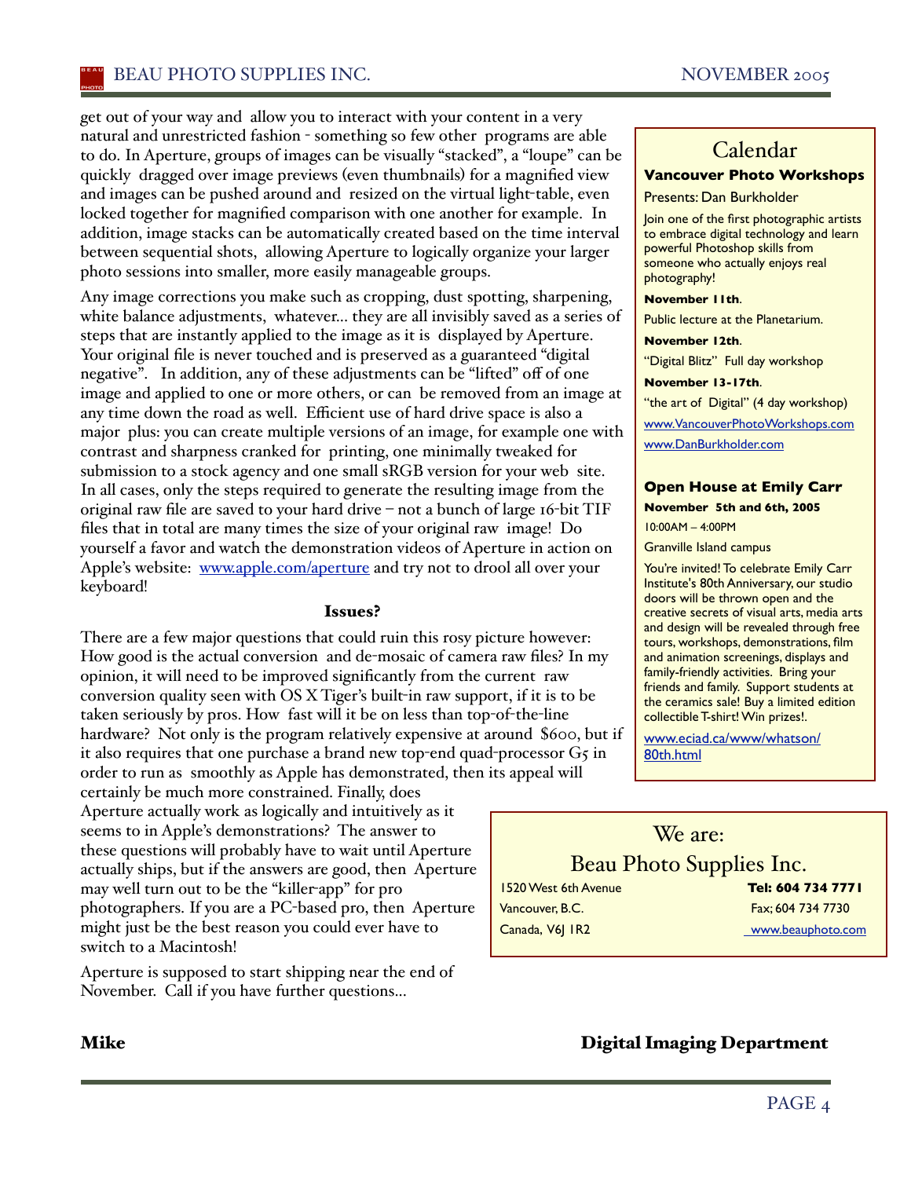get out of your way and allow you to interact with your content in a very natural and unrestricted fashion - something so few other programs are able to do. In Aperture, groups of images can be visually "stacked", a "loupe" can be quickly dragged over image previews (even thumbnails) for a magnified view and images can be pushed around and resized on the virtual light-table, even locked together for magnified comparison with one another for example. In addition, image stacks can be automatically created based on the time interval between sequential shots, allowing Aperture to logically organize your larger photo sessions into smaller, more easily manageable groups.

Any image corrections you make such as cropping, dust spotting, sharpening, white balance adjustments, whatever... they are all invisibly saved as a series of steps that are instantly applied to the image as it is displayed by Aperture. Your original file is never touched and is preserved as a guaranteed "digital negative". In addition, any of these adjustments can be "lifted" off of one image and applied to one or more others, or can be removed from an image at any time down the road as well. Efficient use of hard drive space is also a major plus: you can create multiple versions of an image, for example one with contrast and sharpness cranked for printing, one minimally tweaked for submission to a stock agency and one small sRGB version for your web site. In all cases, only the steps required to generate the resulting image from the original raw file are saved to your hard drive – not a bunch of large 16-bit TIF files that in total are many times the size of your original raw image! Do yourself a favor and watch the demonstration videos of Aperture in action on Apple's website: [www.apple.com/aperture](http://www.apple.com/aperture) and try not to drool all over your keyboard!

### Issues?

There are a few major questions that could ruin this rosy picture however: How good is the actual conversion and de-mosaic of camera raw files? In my opinion, it will need to be improved significantly from the current raw conversion quality seen with OS X Tiger's built-in raw support, if it is to be taken seriously by pros. How fast will it be on less than top-of-the-line hardware? Not only is the program relatively expensive at around $600, but if it also requires that one purchase a brand new top-end quad-processor G5 in order to run as smoothly as Apple has demonstrated, then its appeal will certainly be much more constrained. Finally, does Aperture actually work as logically and intuitively as it seems to in Apple's demonstrations? The answer to these questions will probably have to wait until Aperture actually ships, but if the answers are good, then Aperture may well turn out to be the "killer-app" for pro photographers. If you are a PC-based pro, then Aperture might just be the best reason you could ever have to switch to a Macintosh!

Aperture is supposed to start shipping near the end of November. Call if you have further questions...

**Mike** — **Digital Imaging Department**

## Calendar

**Vancouver Photo Workshops**

Presents: Dan Burkholder

Join one of the first photographic artists to embrace digital technology and learn powerful Photoshop skills from someone who actually enjoys real photography!

**November 11th**.

Public lecture at the Planetarium.

**November 12th**.

"Digital Blitz" Full day workshop

**November 13-17th**.

"the art of Digital" (4 day workshop)

[www.VancouverPhotoWorkshops.com](http://www.VancouverPhotoWorkshops.com)

[www.DanBurkholder.com](http://www.DanBurkholder.com)

**Open House at Emily Carr**

**November 5th and 6th, 2005**

10:00AM – 4:00PM

Granville Island campus

You're invited! To celebrate Emily Carr Institute's 80th Anniversary, our studio doors will be thrown open and the creative secrets of visual arts, media arts and design will be revealed through free tours, workshops, demonstrations, film and animation screenings, displays and family-friendly activities. Bring your friends and family. Support students at the ceramics sale! Buy a limited edition collectible T-shirt! Win prizes!.

[www.eciad.ca/www/whatson/80th.html](http://www.eciad.ca/www/whatson/80th.html)

## We are:

## Beau Photo Supplies Inc.

1520 West 6th Avenue
Vancouver, B.C.
Canada, V6J 1R2

**Tel: 604 734 7771**
Fax; 604 734 7730
[www.beauphoto.com](http://www.beauphoto.com)